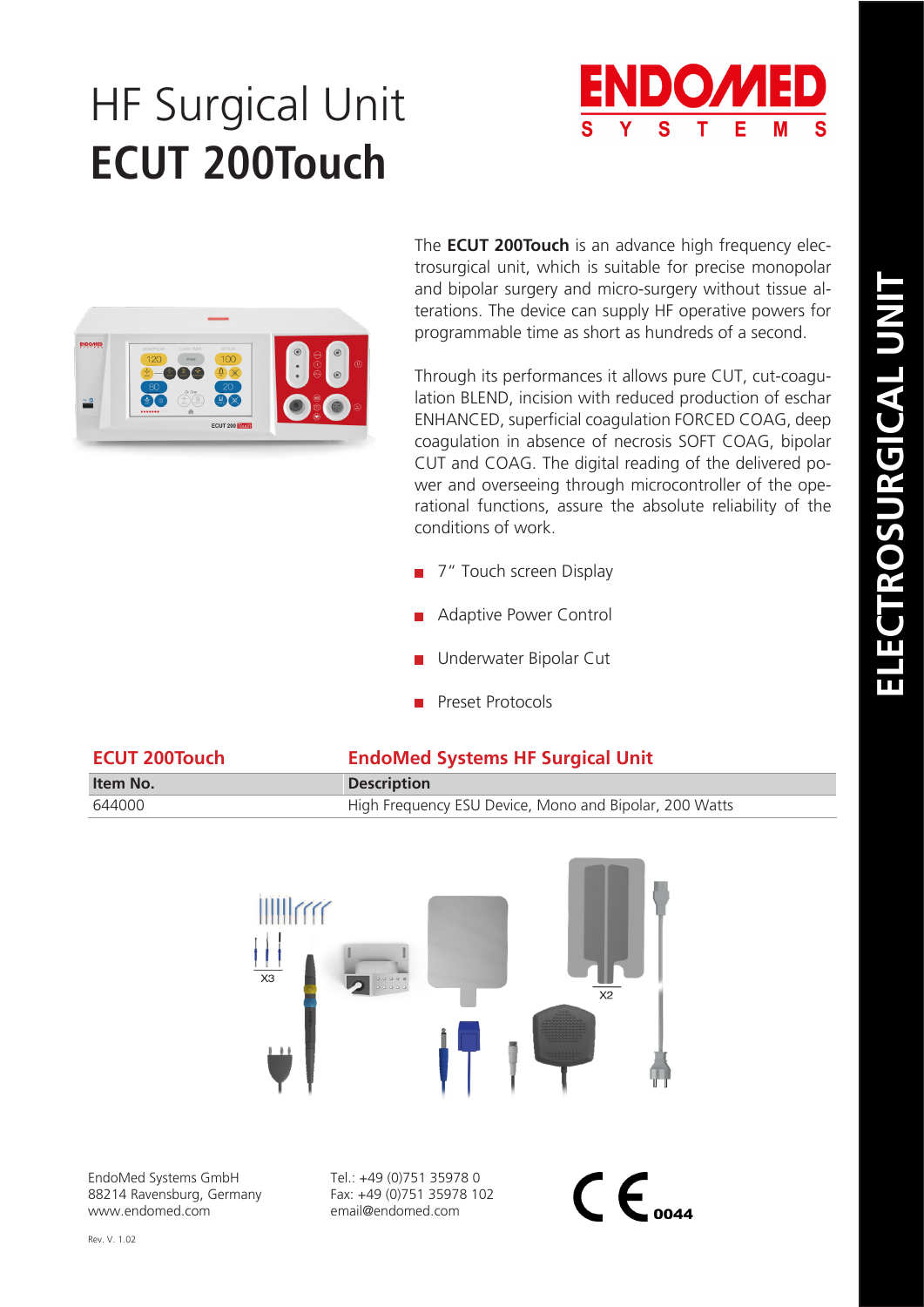# HF Surgical Unit
# **ECUT 200Touch**

ENDOMED SYSTEMS

ELECTROSURGICAL UNIT

The **ECUT 200Touch** is an advance high frequency electrosurgical unit, which is suitable for precise monopolar and bipolar surgery and micro-surgery without tissue alterations. The device can supply HF operative powers for programmable time as short as hundreds of a second.

Through its performances it allows pure CUT, cut-coagulation BLEND, incision with reduced production of eschar ENHANCED, superficial coagulation FORCED COAG, deep coagulation in absence of necrosis SOFT COAG, bipolar CUT and COAG. The digital reading of the delivered power and overseeing through microcontroller of the operational functions, assure the absolute reliability of the conditions of work.

- 7" Touch screen Display
- Adaptive Power Control
- Underwater Bipolar Cut
- Preset Protocols

| ECUT 200Touch | EndoMed Systems HF Surgical Unit |
|---|---|
| **Item No.** | **Description** |
| 644000 | High Frequency ESU Device, Mono and Bipolar, 200 Watts |

X3

X2

EndoMed Systems GmbH
88214 Ravensburg, Germany
www.endomed.com

Tel.: +49 (0)751 35978 0
Fax: +49 (0)751 35978 102
email@endomed.com

CE 0044

Rev. V. 1.02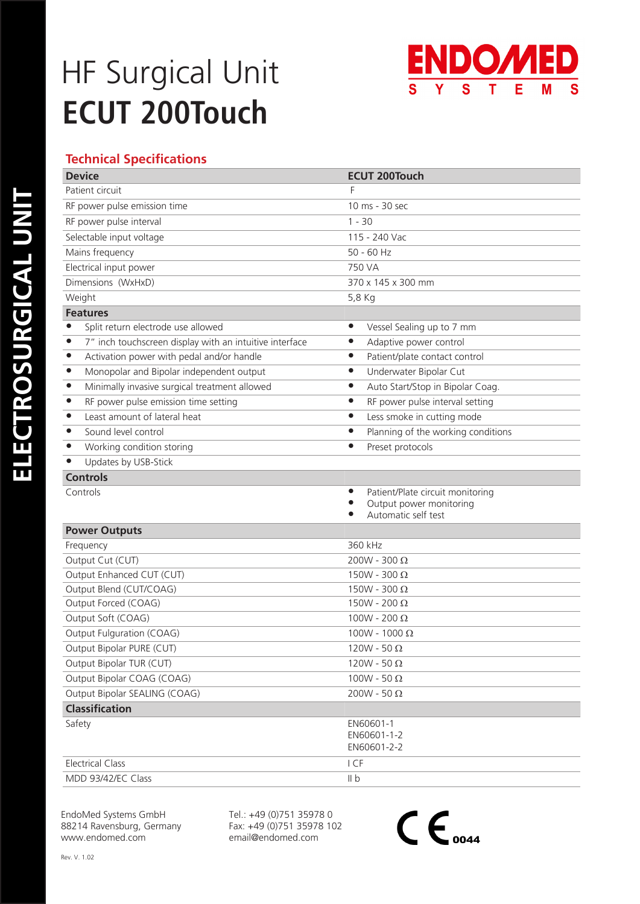ELECTROSURGICAL UNIT

# HF Surgical Unit
# ECUT 200Touch

ENDOMED SYSTEMS

## Technical Specifications

| Device | ECUT 200Touch |
|---|---|
| Patient circuit | F |
| RF power pulse emission time | 10 ms - 30 sec |
| RF power pulse interval | 1 - 30 |
| Selectable input voltage | 115 - 240 Vac |
| Mains frequency | 50 - 60 Hz |
| Electrical input power | 750 VA |
| Dimensions (WxHxD) | 370 x 145 x 300 mm |
| Weight | 5,8 Kg |
| **Features** | |
| • Split return electrode use allowed | • Vessel Sealing up to 7 mm |
| • 7" inch touchscreen display with an intuitive interface | • Adaptive power control |
| • Activation power with pedal and/or handle | • Patient/plate contact control |
| • Monopolar and Bipolar independent output | • Underwater Bipolar Cut |
| • Minimally invasive surgical treatment allowed | • Auto Start/Stop in Bipolar Coag. |
| • RF power pulse emission time setting | • RF power pulse interval setting |
| • Least amount of lateral heat | • Less smoke in cutting mode |
| • Sound level control | • Planning of the working conditions |
| • Working condition storing | • Preset protocols |
| • Updates by USB-Stick | |
| **Controls** | |
| Controls | • Patient/Plate circuit monitoring<br>• Output power monitoring<br>• Automatic self test |
| **Power Outputs** | |
| Frequency | 360 kHz |
| Output Cut (CUT) | 200W - 300 Ω |
| Output Enhanced CUT (CUT) | 150W - 300 Ω |
| Output Blend (CUT/COAG) | 150W - 300 Ω |
| Output Forced (COAG) | 150W - 200 Ω |
| Output Soft (COAG) | 100W - 200 Ω |
| Output Fulguration (COAG) | 100W - 1000 Ω |
| Output Bipolar PURE (CUT) | 120W - 50 Ω |
| Output Bipolar TUR (CUT) | 120W - 50 Ω |
| Output Bipolar COAG (COAG) | 100W - 50 Ω |
| Output Bipolar SEALING (COAG) | 200W - 50 Ω |
| **Classification** | |
| Safety | EN60601-1<br>EN60601-1-2<br>EN60601-2-2 |
| Electrical Class | I CF |
| MDD 93/42/EC Class | II b |

EndoMed Systems GmbH
88214 Ravensburg, Germany
www.endomed.com

Tel.: +49 (0)751 35978 0
Fax: +49 (0)751 35978 102
email@endomed.com

CE 0044

Rev. V. 1.02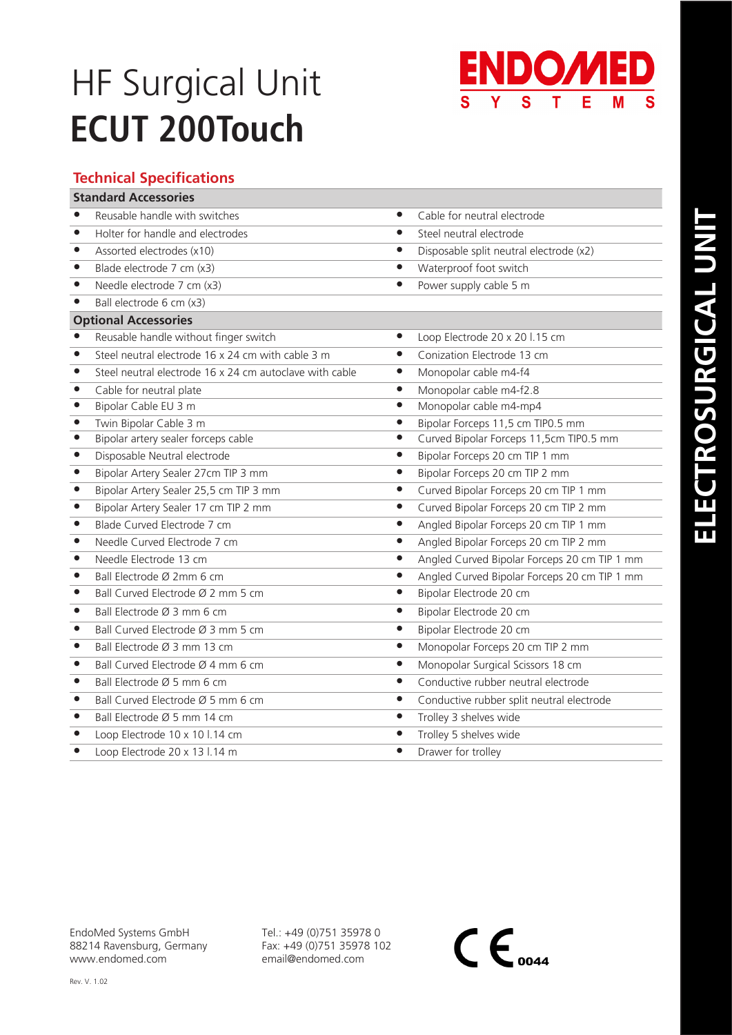# HF Surgical Unit
# **ECUT 200Touch**

ENDOMED SYSTEMS

ELECTROSURGICAL UNIT

## Technical Specifications

| Standard Accessories | |
|---|---|
| • Reusable handle with switches | • Cable for neutral electrode |
| • Holter for handle and electrodes | • Steel neutral electrode |
| • Assorted electrodes (x10) | • Disposable split neutral electrode (x2) |
| • Blade electrode 7 cm (x3) | • Waterproof foot switch |
| • Needle electrode 7 cm (x3) | • Power supply cable 5 m |
| • Ball electrode 6 cm (x3) | |
| **Optional Accessories** | |
| • Reusable handle without finger switch | • Loop Electrode 20 x 20 l.15 cm |
| • Steel neutral electrode 16 x 24 cm with cable 3 m | • Conization Electrode 13 cm |
| • Steel neutral electrode 16 x 24 cm autoclave with cable | • Monopolar cable m4-f4 |
| • Cable for neutral plate | • Monopolar cable m4-f2.8 |
| • Bipolar Cable EU 3 m | • Monopolar cable m4-mp4 |
| • Twin Bipolar Cable 3 m | • Bipolar Forceps 11,5 cm TIP0.5 mm |
| • Bipolar artery sealer forceps cable | • Curved Bipolar Forceps 11,5cm TIP0.5 mm |
| • Disposable Neutral electrode | • Bipolar Forceps 20 cm TIP 1 mm |
| • Bipolar Artery Sealer 27cm TIP 3 mm | • Bipolar Forceps 20 cm TIP 2 mm |
| • Bipolar Artery Sealer 25,5 cm TIP 3 mm | • Curved Bipolar Forceps 20 cm TIP 1 mm |
| • Bipolar Artery Sealer 17 cm TIP 2 mm | • Curved Bipolar Forceps 20 cm TIP 2 mm |
| • Blade Curved Electrode 7 cm | • Angled Bipolar Forceps 20 cm TIP 1 mm |
| • Needle Curved Electrode 7 cm | • Angled Bipolar Forceps 20 cm TIP 2 mm |
| • Needle Electrode 13 cm | • Angled Curved Bipolar Forceps 20 cm TIP 1 mm |
| • Ball Electrode Ø 2mm 6 cm | • Angled Curved Bipolar Forceps 20 cm TIP 1 mm |
| • Ball Curved Electrode Ø 2 mm 5 cm | • Bipolar Electrode 20 cm |
| • Ball Electrode Ø 3 mm 6 cm | • Bipolar Electrode 20 cm |
| • Ball Curved Electrode Ø 3 mm 5 cm | • Bipolar Electrode 20 cm |
| • Ball Electrode Ø 3 mm 13 cm | • Monopolar Forceps 20 cm TIP 2 mm |
| • Ball Curved Electrode Ø 4 mm 6 cm | • Monopolar Surgical Scissors 18 cm |
| • Ball Electrode Ø 5 mm 6 cm | • Conductive rubber neutral electrode |
| • Ball Curved Electrode Ø 5 mm 6 cm | • Conductive rubber split neutral electrode |
| • Ball Electrode Ø 5 mm 14 cm | • Trolley 3 shelves wide |
| • Loop Electrode 10 x 10 l.14 cm | • Trolley 5 shelves wide |
| • Loop Electrode 20 x 13 l.14 m | • Drawer for trolley |

EndoMed Systems GmbH
88214 Ravensburg, Germany
www.endomed.com

Tel.: +49 (0)751 35978 0
Fax: +49 (0)751 35978 102
email@endomed.com

CE 0044

Rev. V. 1.02